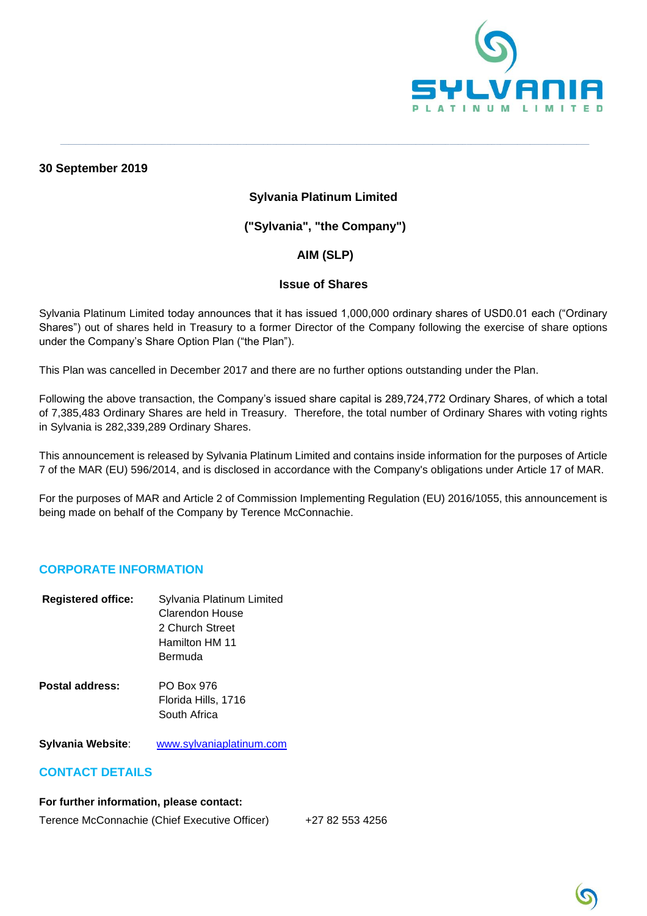**30 September 2019**

**Sylvania Platinum Limited**

**("Sylvania", "the Company")**

**AIM (SLP)**

**Issue of Shares**

Sylvania Platinum Limited today announces that it has issued 1,000,000 ordinary shares of USD0.01 each ("Ordinary Shares") out of shares held in Treasury to a former Director of the Company following the exercise of share options under the Company's Share Option Plan ("the Plan").

This Plan was cancelled in December 2017 and there are no further options outstanding under the Plan.

Following the above transaction, the Company's issued share capital is 289,724,772 Ordinary Shares, of which a total of 7,385,483 Ordinary Shares are held in Treasury. Therefore, the total number of Ordinary Shares with voting rights in Sylvania is 282,339,289 Ordinary Shares.

This announcement is released by Sylvania Platinum Limited and contains inside information for the purposes of Article 7 of the MAR (EU) 596/2014, and is disclosed in accordance with the Company's obligations under Article 17 of MAR.

For the purposes of MAR and Article 2 of Commission Implementing Regulation (EU) 2016/1055, this announcement is being made on behalf of the Company by Terence McConnachie.

## CORPORATE INFORMATION

**Registered office:** Sylvania Platinum Limited
Clarendon House
2 Church Street
Hamilton HM 11
Bermuda

**Postal address:** PO Box 976
Florida Hills, 1716
South Africa

**Sylvania Website**: www.sylvaniaplatinum.com

## CONTACT DETAILS

**For further information, please contact:**

Terence McConnachie (Chief Executive Officer) +27 82 553 4256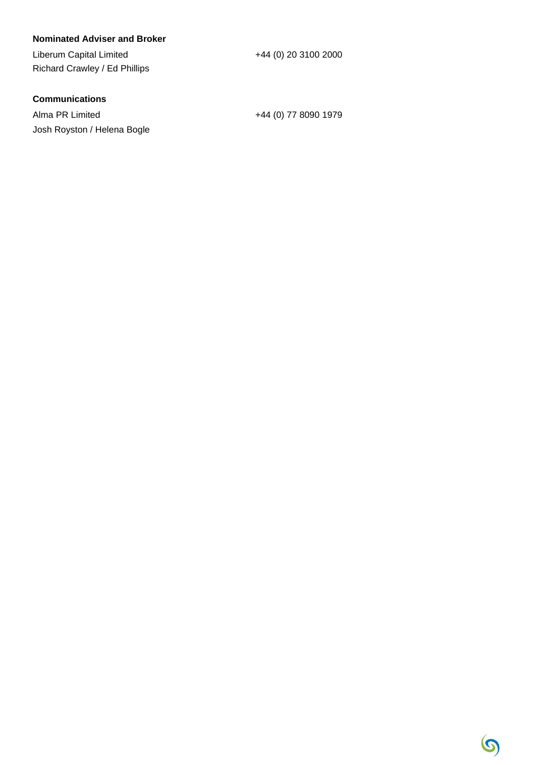**Nominated Adviser and Broker**

Liberum Capital Limited +44 (0) 20 3100 2000
Richard Crawley / Ed Phillips

**Communications**

Alma PR Limited +44 (0) 77 8090 1979
Josh Royston / Helena Bogle